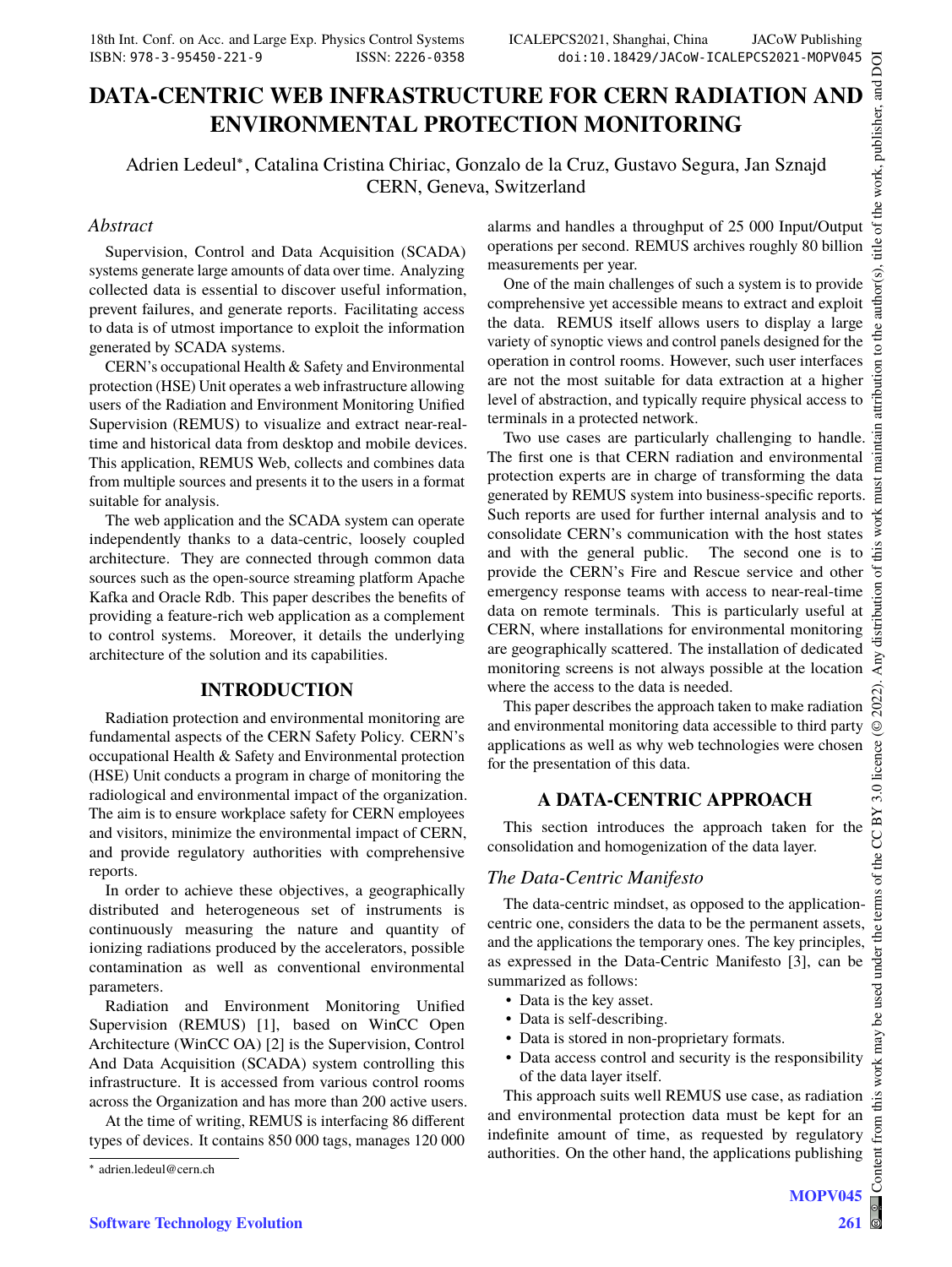# DATA-CENTRIC WEB INFRASTRUCTURE FOR CERN RADIATION AND ENVIRONMENTAL PROTECTION MONITORING

Adrien Ledeul*, Catalina Cristina Chiriac, Gonzalo de la Cruz, Gustavo Segura, Jan Sznajd
CERN, Geneva, Switzerland

## *Abstract*

Supervision, Control and Data Acquisition (SCADA) systems generate large amounts of data over time. Analyzing collected data is essential to discover useful information, prevent failures, and generate reports. Facilitating access to data is of utmost importance to exploit the information generated by SCADA systems.

CERN's occupational Health & Safety and Environmental protection (HSE) Unit operates a web infrastructure allowing users of the Radiation and Environment Monitoring Unified Supervision (REMUS) to visualize and extract near-real-time and historical data from desktop and mobile devices. This application, REMUS Web, collects and combines data from multiple sources and presents it to the users in a format suitable for analysis.

The web application and the SCADA system can operate independently thanks to a data-centric, loosely coupled architecture. They are connected through common data sources such as the open-source streaming platform Apache Kafka and Oracle Rdb. This paper describes the benefits of providing a feature-rich web application as a complement to control systems. Moreover, it details the underlying architecture of the solution and its capabilities.

## INTRODUCTION

Radiation protection and environmental monitoring are fundamental aspects of the CERN Safety Policy. CERN's occupational Health & Safety and Environmental protection (HSE) Unit conducts a program in charge of monitoring the radiological and environmental impact of the organization. The aim is to ensure workplace safety for CERN employees and visitors, minimize the environmental impact of CERN, and provide regulatory authorities with comprehensive reports.

In order to achieve these objectives, a geographically distributed and heterogeneous set of instruments is continuously measuring the nature and quantity of ionizing radiations produced by the accelerators, possible contamination as well as conventional environmental parameters.

Radiation and Environment Monitoring Unified Supervision (REMUS) [1], based on WinCC Open Architecture (WinCC OA) [2] is the Supervision, Control And Data Acquisition (SCADA) system controlling this infrastructure. It is accessed from various control rooms across the Organization and has more than 200 active users.

At the time of writing, REMUS is interfacing 86 different types of devices. It contains 850 000 tags, manages 120 000 alarms and handles a throughput of 25 000 Input/Output operations per second. REMUS archives roughly 80 billion measurements per year.

One of the main challenges of such a system is to provide comprehensive yet accessible means to extract and exploit the data. REMUS itself allows users to display a large variety of synoptic views and control panels designed for the operation in control rooms. However, such user interfaces are not the most suitable for data extraction at a higher level of abstraction, and typically require physical access to terminals in a protected network.

Two use cases are particularly challenging to handle. The first one is that CERN radiation and environmental protection experts are in charge of transforming the data generated by REMUS system into business-specific reports. Such reports are used for further internal analysis and to consolidate CERN's communication with the host states and with the general public. The second one is to provide the CERN's Fire and Rescue service and other emergency response teams with access to near-real-time data on remote terminals. This is particularly useful at CERN, where installations for environmental monitoring are geographically scattered. The installation of dedicated monitoring screens is not always possible at the location where the access to the data is needed.

This paper describes the approach taken to make radiation and environmental monitoring data accessible to third party applications as well as why web technologies were chosen for the presentation of this data.

## A DATA-CENTRIC APPROACH

This section introduces the approach taken for the consolidation and homogenization of the data layer.

### *The Data-Centric Manifesto*

The data-centric mindset, as opposed to the application-centric one, considers the data to be the permanent assets, and the applications the temporary ones. The key principles, as expressed in the Data-Centric Manifesto [3], can be summarized as follows:

- Data is the key asset.
- Data is self-describing.
- Data is stored in non-proprietary formats.
- Data access control and security is the responsibility of the data layer itself.

This approach suits well REMUS use case, as radiation and environmental protection data must be kept for an indefinite amount of time, as requested by regulatory authorities. On the other hand, the applications publishing

---

* adrien.ledeul@cern.ch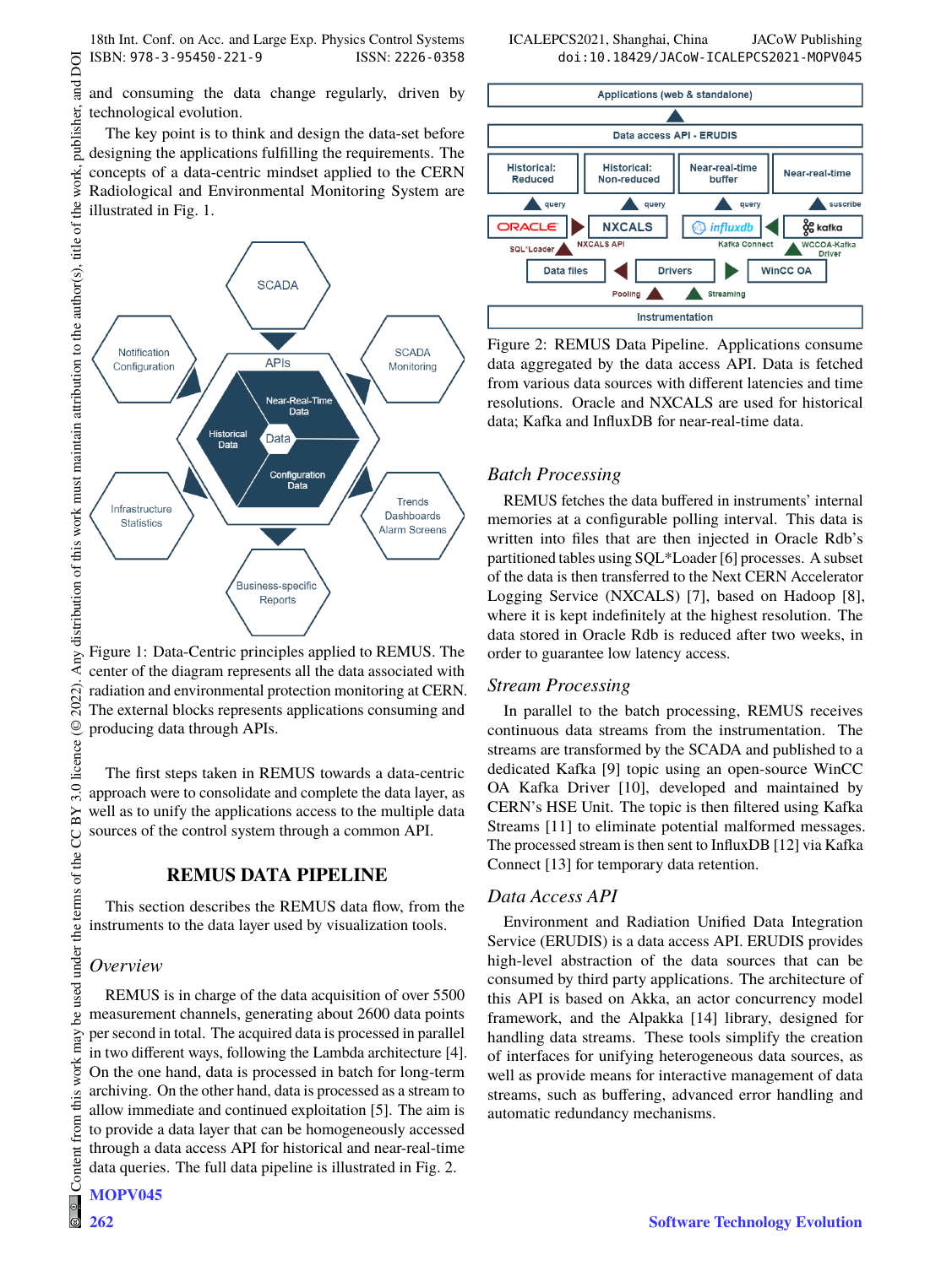and consuming the data change regularly, driven by technological evolution.

The key point is to think and design the data-set before designing the applications fulfilling the requirements. The concepts of a data-centric mindset applied to the CERN Radiological and Environmental Monitoring System are illustrated in Fig. 1.

Figure 1: Data-Centric principles applied to REMUS. The center of the diagram represents all the data associated with radiation and environmental protection monitoring at CERN. The external blocks represents applications consuming and producing data through APIs.

The first steps taken in REMUS towards a data-centric approach were to consolidate and complete the data layer, as well as to unify the applications access to the multiple data sources of the control system through a common API.

## REMUS DATA PIPELINE

This section describes the REMUS data flow, from the instruments to the data layer used by visualization tools.

### *Overview*

REMUS is in charge of the data acquisition of over 5500 measurement channels, generating about 2600 data points per second in total. The acquired data is processed in parallel in two different ways, following the Lambda architecture [4]. On the one hand, data is processed in batch for long-term archiving. On the other hand, data is processed as a stream to allow immediate and continued exploitation [5]. The aim is to provide a data layer that can be homogeneously accessed through a data access API for historical and near-real-time data queries. The full data pipeline is illustrated in Fig. 2.

Figure 2: REMUS Data Pipeline. Applications consume data aggregated by the data access API. Data is fetched from various data sources with different latencies and time resolutions. Oracle and NXCALS are used for historical data; Kafka and InfluxDB for near-real-time data.

### *Batch Processing*

REMUS fetches the data buffered in instruments' internal memories at a configurable polling interval. This data is written into files that are then injected in Oracle Rdb's partitioned tables using SQL*Loader [6] processes. A subset of the data is then transferred to the Next CERN Accelerator Logging Service (NXCALS) [7], based on Hadoop [8], where it is kept indefinitely at the highest resolution. The data stored in Oracle Rdb is reduced after two weeks, in order to guarantee low latency access.

### *Stream Processing*

In parallel to the batch processing, REMUS receives continuous data streams from the instrumentation. The streams are transformed by the SCADA and published to a dedicated Kafka [9] topic using an open-source WinCC OA Kafka Driver [10], developed and maintained by CERN's HSE Unit. The topic is then filtered using Kafka Streams [11] to eliminate potential malformed messages. The processed stream is then sent to InfluxDB [12] via Kafka Connect [13] for temporary data retention.

### *Data Access API*

Environment and Radiation Unified Data Integration Service (ERUDIS) is a data access API. ERUDIS provides high-level abstraction of the data sources that can be consumed by third party applications. The architecture of this API is based on Akka, an actor concurrency model framework, and the Alpakka [14] library, designed for handling data streams. These tools simplify the creation of interfaces for unifying heterogeneous data sources, as well as provide means for interactive management of data streams, such as buffering, advanced error handling and automatic redundancy mechanisms.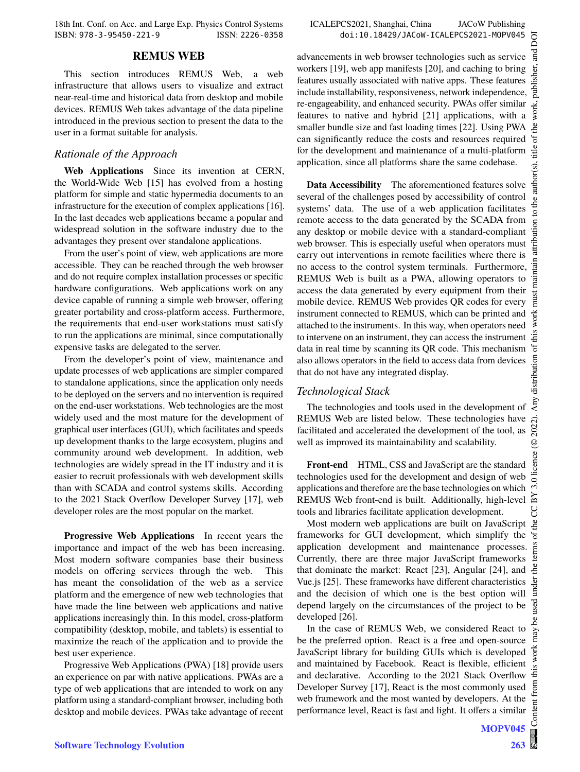## REMUS WEB

This section introduces REMUS Web, a web infrastructure that allows users to visualize and extract near-real-time and historical data from desktop and mobile devices. REMUS Web takes advantage of the data pipeline introduced in the previous section to present the data to the user in a format suitable for analysis.

### *Rationale of the Approach*

**Web Applications** Since its invention at CERN, the World-Wide Web [15] has evolved from a hosting platform for simple and static hypermedia documents to an infrastructure for the execution of complex applications [16]. In the last decades web applications became a popular and widespread solution in the software industry due to the advantages they present over standalone applications.

From the user's point of view, web applications are more accessible. They can be reached through the web browser and do not require complex installation processes or specific hardware configurations. Web applications work on any device capable of running a simple web browser, offering greater portability and cross-platform access. Furthermore, the requirements that end-user workstations must satisfy to run the applications are minimal, since computationally expensive tasks are delegated to the server.

From the developer's point of view, maintenance and update processes of web applications are simpler compared to standalone applications, since the application only needs to be deployed on the servers and no intervention is required on the end-user workstations. Web technologies are the most widely used and the most mature for the development of graphical user interfaces (GUI), which facilitates and speeds up development thanks to the large ecosystem, plugins and community around web development. In addition, web technologies are widely spread in the IT industry and it is easier to recruit professionals with web development skills than with SCADA and control systems skills. According to the 2021 Stack Overflow Developer Survey [17], web developer roles are the most popular on the market.

**Progressive Web Applications** In recent years the importance and impact of the web has been increasing. Most modern software companies base their business models on offering services through the web. This has meant the consolidation of the web as a service platform and the emergence of new web technologies that have made the line between web applications and native applications increasingly thin. In this model, cross-platform compatibility (desktop, mobile, and tablets) is essential to maximize the reach of the application and to provide the best user experience.

Progressive Web Applications (PWA) [18] provide users an experience on par with native applications. PWAs are a type of web applications that are intended to work on any platform using a standard-compliant browser, including both desktop and mobile devices. PWAs take advantage of recent advancements in web browser technologies such as service workers [19], web app manifests [20], and caching to bring features usually associated with native apps. These features include installability, responsiveness, network independence, re-engageability, and enhanced security. PWAs offer similar features to native and hybrid [21] applications, with a smaller bundle size and fast loading times [22]. Using PWA can significantly reduce the costs and resources required for the development and maintenance of a multi-platform application, since all platforms share the same codebase.

**Data Accessibility** The aforementioned features solve several of the challenges posed by accessibility of control systems' data. The use of a web application facilitates remote access to the data generated by the SCADA from any desktop or mobile device with a standard-compliant web browser. This is especially useful when operators must carry out interventions in remote facilities where there is no access to the control system terminals. Furthermore, REMUS Web is built as a PWA, allowing operators to access the data generated by every equipment from their mobile device. REMUS Web provides QR codes for every instrument connected to REMUS, which can be printed and attached to the instruments. In this way, when operators need to intervene on an instrument, they can access the instrument data in real time by scanning its QR code. This mechanism also allows operators in the field to access data from devices that do not have any integrated display.

### *Technological Stack*

The technologies and tools used in the development of REMUS Web are listed below. These technologies have facilitated and accelerated the development of the tool, as well as improved its maintainability and scalability.

**Front-end** HTML, CSS and JavaScript are the standard technologies used for the development and design of web applications and therefore are the base technologies on which REMUS Web front-end is built. Additionally, high-level tools and libraries facilitate application development.

Most modern web applications are built on JavaScript frameworks for GUI development, which simplify the application development and maintenance processes. Currently, there are three major JavaScript frameworks that dominate the market: React [23], Angular [24], and Vue.js [25]. These frameworks have different characteristics and the decision of which one is the best option will depend largely on the circumstances of the project to be developed [26].

In the case of REMUS Web, we considered React to be the preferred option. React is a free and open-source JavaScript library for building GUIs which is developed and maintained by Facebook. React is flexible, efficient and declarative. According to the 2021 Stack Overflow Developer Survey [17], React is the most commonly used web framework and the most wanted by developers. At the performance level, React is fast and light. It offers a similar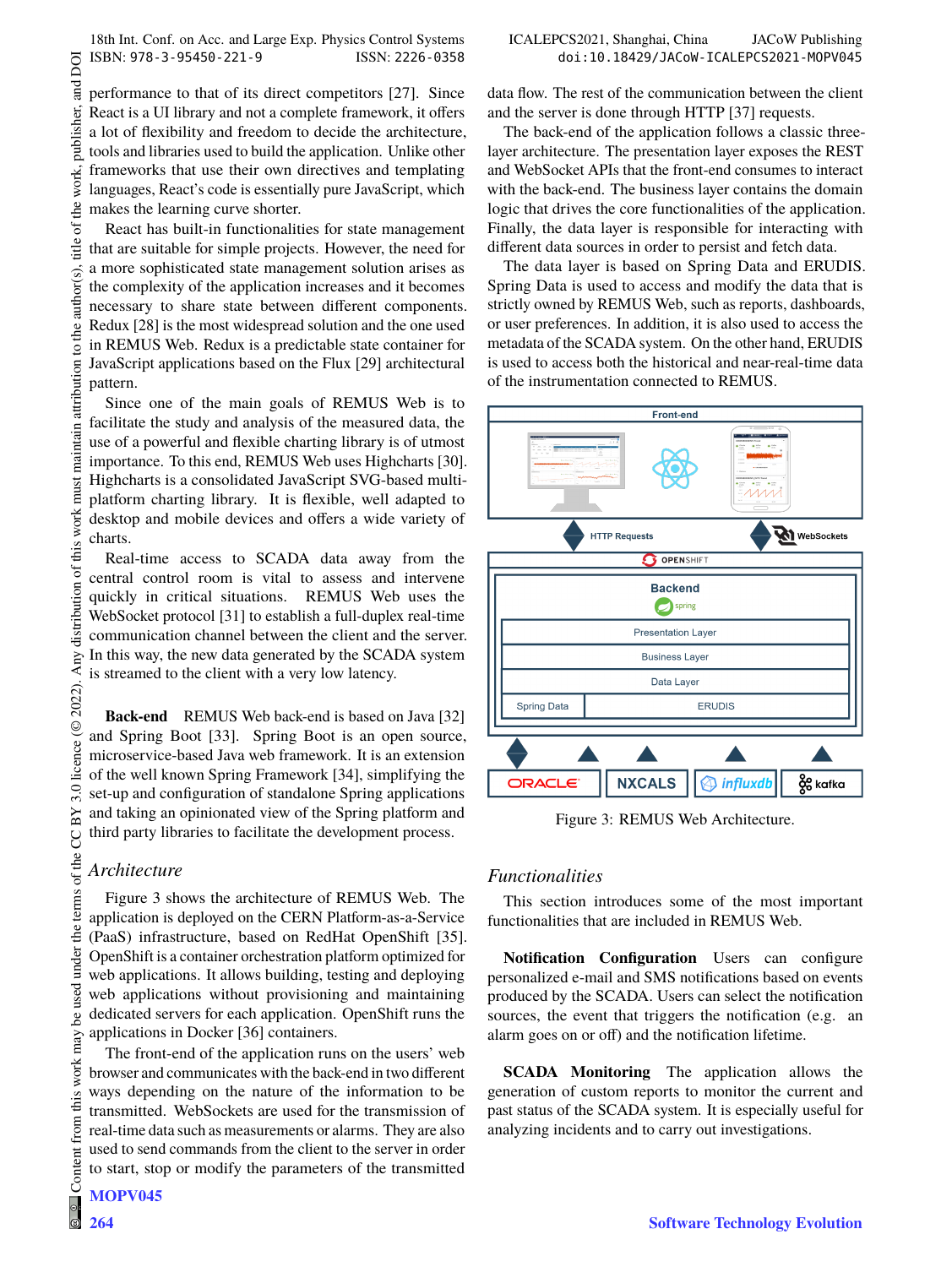performance to that of its direct competitors [27]. Since React is a UI library and not a complete framework, it offers a lot of flexibility and freedom to decide the architecture, tools and libraries used to build the application. Unlike other frameworks that use their own directives and templating languages, React's code is essentially pure JavaScript, which makes the learning curve shorter.

React has built-in functionalities for state management that are suitable for simple projects. However, the need for a more sophisticated state management solution arises as the complexity of the application increases and it becomes necessary to share state between different components. Redux [28] is the most widespread solution and the one used in REMUS Web. Redux is a predictable state container for JavaScript applications based on the Flux [29] architectural pattern.

Since one of the main goals of REMUS Web is to facilitate the study and analysis of the measured data, the use of a powerful and flexible charting library is of utmost importance. To this end, REMUS Web uses Highcharts [30]. Highcharts is a consolidated JavaScript SVG-based multi-platform charting library. It is flexible, well adapted to desktop and mobile devices and offers a wide variety of charts.

Real-time access to SCADA data away from the central control room is vital to assess and intervene quickly in critical situations. REMUS Web uses the WebSocket protocol [31] to establish a full-duplex real-time communication channel between the client and the server. In this way, the new data generated by the SCADA system is streamed to the client with a very low latency.

**Back-end** REMUS Web back-end is based on Java [32] and Spring Boot [33]. Spring Boot is an open source, microservice-based Java web framework. It is an extension of the well known Spring Framework [34], simplifying the set-up and configuration of standalone Spring applications and taking an opinionated view of the Spring platform and third party libraries to facilitate the development process.

### *Architecture*

Figure 3 shows the architecture of REMUS Web. The application is deployed on the CERN Platform-as-a-Service (PaaS) infrastructure, based on RedHat OpenShift [35]. OpenShift is a container orchestration platform optimized for web applications. It allows building, testing and deploying web applications without provisioning and maintaining dedicated servers for each application. OpenShift runs the applications in Docker [36] containers.

The front-end of the application runs on the users' web browser and communicates with the back-end in two different ways depending on the nature of the information to be transmitted. WebSockets are used for the transmission of real-time data such as measurements or alarms. They are also used to send commands from the client to the server in order to start, stop or modify the parameters of the transmitted data flow. The rest of the communication between the client and the server is done through HTTP [37] requests.

The back-end of the application follows a classic three-layer architecture. The presentation layer exposes the REST and WebSocket APIs that the front-end consumes to interact with the back-end. The business layer contains the domain logic that drives the core functionalities of the application. Finally, the data layer is responsible for interacting with different data sources in order to persist and fetch data.

The data layer is based on Spring Data and ERUDIS. Spring Data is used to access and modify the data that is strictly owned by REMUS Web, such as reports, dashboards, or user preferences. In addition, it is also used to access the metadata of the SCADA system. On the other hand, ERUDIS is used to access both the historical and near-real-time data of the instrumentation connected to REMUS.

Figure 3: REMUS Web Architecture.

### *Functionalities*

This section introduces some of the most important functionalities that are included in REMUS Web.

**Notification Configuration** Users can configure personalized e-mail and SMS notifications based on events produced by the SCADA. Users can select the notification sources, the event that triggers the notification (e.g. an alarm goes on or off) and the notification lifetime.

**SCADA Monitoring** The application allows the generation of custom reports to monitor the current and past status of the SCADA system. It is especially useful for analyzing incidents and to carry out investigations.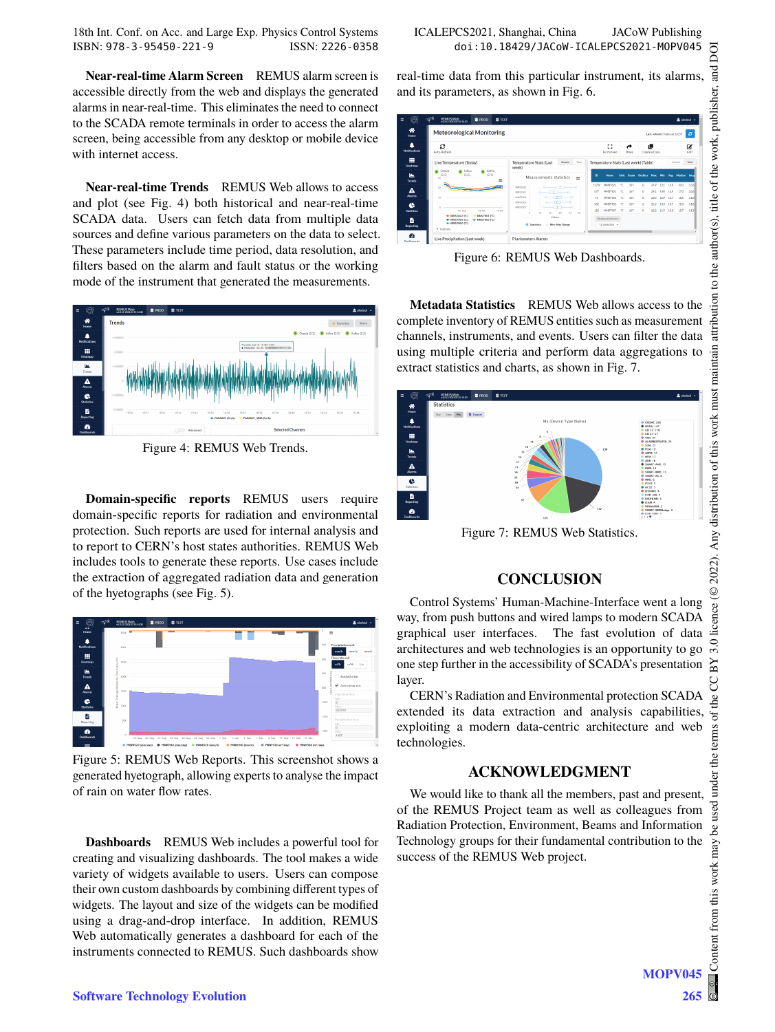**Near-real-time Alarm Screen** REMUS alarm screen is accessible directly from the web and displays the generated alarms in near-real-time. This eliminates the need to connect to the SCADA remote terminals in order to access the alarm screen, being accessible from any desktop or mobile device with internet access.

**Near-real-time Trends** REMUS Web allows to access and plot (see Fig. 4) both historical and near-real-time SCADA data. Users can fetch data from multiple data sources and define various parameters on the data to select. These parameters include time period, data resolution, and filters based on the alarm and fault status or the working mode of the instrument that generated the measurements.

Figure 4: REMUS Web Trends.

**Domain-specific reports** REMUS users require domain-specific reports for radiation and environmental protection. Such reports are used for internal analysis and to report to CERN's host states authorities. REMUS Web includes tools to generate these reports. Use cases include the extraction of aggregated radiation data and generation of the hyetographs (see Fig. 5).

Figure 5: REMUS Web Reports. This screenshot shows a generated hyetograph, allowing experts to analyse the impact of rain on water flow rates.

**Dashboards** REMUS Web includes a powerful tool for creating and visualizing dashboards. The tool makes a wide variety of widgets available to users. Users can compose their own custom dashboards by combining different types of widgets. The layout and size of the widgets can be modified using a drag-and-drop interface. In addition, REMUS Web automatically generates a dashboard for each of the instruments connected to REMUS. Such dashboards show real-time data from this particular instrument, its alarms, and its parameters, as shown in Fig. 6.

Figure 6: REMUS Web Dashboards.

**Metadata Statistics** REMUS Web allows access to the complete inventory of REMUS entities such as measurement channels, instruments, and events. Users can filter the data using multiple criteria and perform data aggregations to extract statistics and charts, as shown in Fig. 7.

Figure 7: REMUS Web Statistics.

## CONCLUSION

Control Systems' Human-Machine-Interface went a long way, from push buttons and wired lamps to modern SCADA graphical user interfaces. The fast evolution of data architectures and web technologies is an opportunity to go one step further in the accessibility of SCADA's presentation layer.

CERN's Radiation and Environmental protection SCADA extended its data extraction and analysis capabilities, exploiting a modern data-centric architecture and web technologies.

## ACKNOWLEDGMENT

We would like to thank all the members, past and present, of the REMUS Project team as well as colleagues from Radiation Protection, Environment, Beams and Information Technology groups for their fundamental contribution to the success of the REMUS Web project.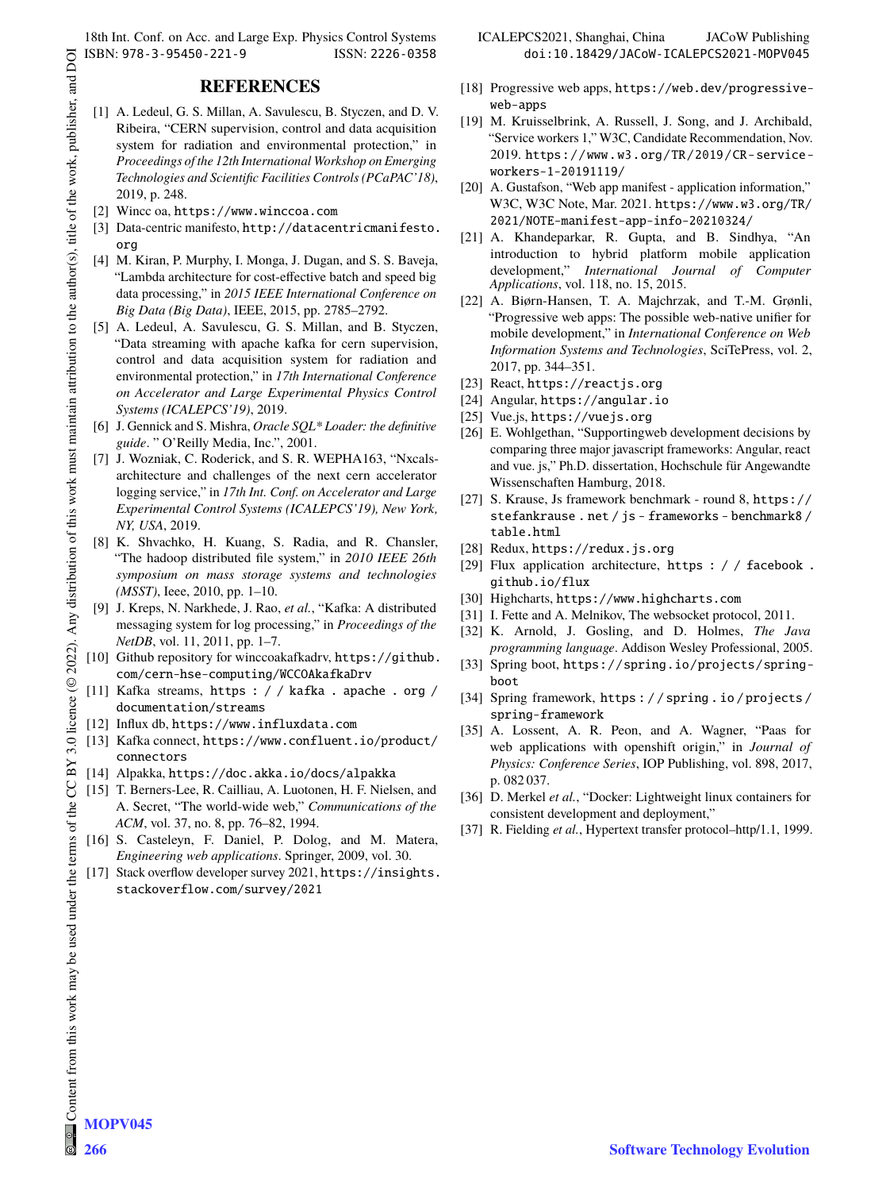## REFERENCES

[1] A. Ledeul, G. S. Millan, A. Savulescu, B. Styczen, and D. V. Ribeira, "CERN supervision, control and data acquisition system for radiation and environmental protection," in *Proceedings of the 12th International Workshop on Emerging Technologies and Scientific Facilities Controls (PCaPAC'18)*, 2019, p. 248.

[2] Wincc oa, https://www.winccoa.com

[3] Data-centric manifesto, http://datacentricmanifesto.org

[4] M. Kiran, P. Murphy, I. Monga, J. Dugan, and S. S. Baveja, "Lambda architecture for cost-effective batch and speed big data processing," in *2015 IEEE International Conference on Big Data (Big Data)*, IEEE, 2015, pp. 2785–2792.

[5] A. Ledeul, A. Savulescu, G. S. Millan, and B. Styczen, "Data streaming with apache kafka for cern supervision, control and data acquisition system for radiation and environmental protection," in *17th International Conference on Accelerator and Large Experimental Physics Control Systems (ICALEPCS'19)*, 2019.

[6] J. Gennick and S. Mishra, *Oracle SQL* Loader: the definitive guide*. " O'Reilly Media, Inc.", 2001.

[7] J. Wozniak, C. Roderick, and S. R. WEPHA163, "Nxcals-architecture and challenges of the next cern accelerator logging service," in *17th Int. Conf. on Accelerator and Large Experimental Control Systems (ICALEPCS'19), New York, NY, USA*, 2019.

[8] K. Shvachko, H. Kuang, S. Radia, and R. Chansler, "The hadoop distributed file system," in *2010 IEEE 26th symposium on mass storage systems and technologies (MSST)*, Ieee, 2010, pp. 1–10.

[9] J. Kreps, N. Narkhede, J. Rao, *et al.*, "Kafka: A distributed messaging system for log processing," in *Proceedings of the NetDB*, vol. 11, 2011, pp. 1–7.

[10] Github repository for winccoakafkadrv, https://github.com/cern-hse-computing/WCCOAkafkaDrv

[11] Kafka streams, https://kafka.apache.org/documentation/streams

[12] Influx db, https://www.influxdata.com

[13] Kafka connect, https://www.confluent.io/product/connectors

[14] Alpakka, https://doc.akka.io/docs/alpakka

[15] T. Berners-Lee, R. Cailliau, A. Luotonen, H. F. Nielsen, and A. Secret, "The world-wide web," *Communications of the ACM*, vol. 37, no. 8, pp. 76–82, 1994.

[16] S. Casteleyn, F. Daniel, P. Dolog, and M. Matera, *Engineering web applications*. Springer, 2009, vol. 30.

[17] Stack overflow developer survey 2021, https://insights.stackoverflow.com/survey/2021

[18] Progressive web apps, https://web.dev/progressive-web-apps

[19] M. Kruisselbrink, A. Russell, J. Song, and J. Archibald, "Service workers 1," W3C, Candidate Recommendation, Nov. 2019. https://www.w3.org/TR/2019/CR-service-workers-1-20191119/

[20] A. Gustafson, "Web app manifest - application information," W3C, W3C Note, Mar. 2021. https://www.w3.org/TR/2021/NOTE-manifest-app-info-20210324/

[21] A. Khandeparkar, R. Gupta, and B. Sindhya, "An introduction to hybrid platform mobile application development," *International Journal of Computer Applications*, vol. 118, no. 15, 2015.

[22] A. Biørn-Hansen, T. A. Majchrzak, and T.-M. Grønli, "Progressive web apps: The possible web-native unifier for mobile development," in *International Conference on Web Information Systems and Technologies*, SciTePress, vol. 2, 2017, pp. 344–351.

[23] React, https://reactjs.org

[24] Angular, https://angular.io

[25] Vue.js, https://vuejs.org

[26] E. Wohlgethan, "Supportingweb development decisions by comparing three major javascript frameworks: Angular, react and vue. js," Ph.D. dissertation, Hochschule für Angewandte Wissenschaften Hamburg, 2018.

[27] S. Krause, Js framework benchmark - round 8, https://stefankrause.net/js-frameworks-benchmark8/table.html

[28] Redux, https://redux.js.org

[29] Flux application architecture, https://facebook.github.io/flux

[30] Highcharts, https://www.highcharts.com

[31] I. Fette and A. Melnikov, The websocket protocol, 2011.

[32] K. Arnold, J. Gosling, and D. Holmes, *The Java programming language*. Addison Wesley Professional, 2005.

[33] Spring boot, https://spring.io/projects/spring-boot

[34] Spring framework, https://spring.io/projects/spring-framework

[35] A. Lossent, A. R. Peon, and A. Wagner, "Paas for web applications with openshift origin," in *Journal of Physics: Conference Series*, IOP Publishing, vol. 898, 2017, p. 082 037.

[36] D. Merkel *et al.*, "Docker: Lightweight linux containers for consistent development and deployment,"

[37] R. Fielding *et al.*, Hypertext transfer protocol–http/1.1, 1999.